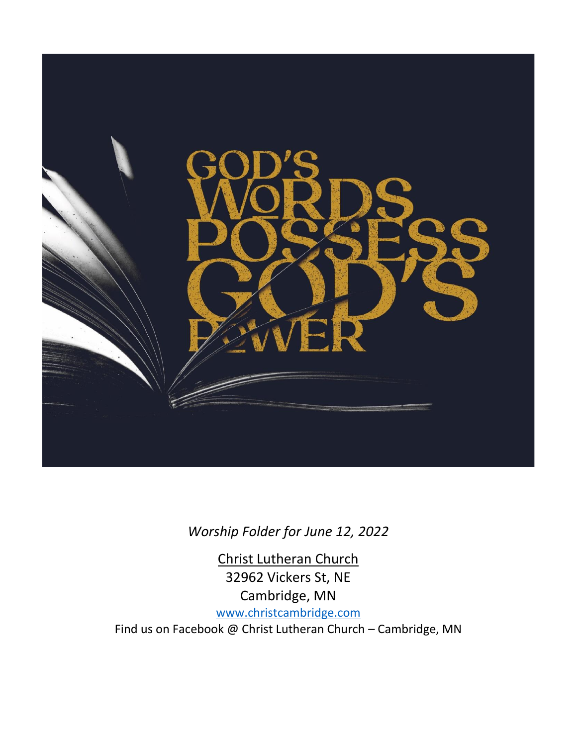GOD'S WORDS POSSESS GOD'S POWER

*Worship Folder for June 12, 2022*

Christ Lutheran Church
32962 Vickers St, NE
Cambridge, MN
www.christcambridge.com
Find us on Facebook @ Christ Lutheran Church – Cambridge, MN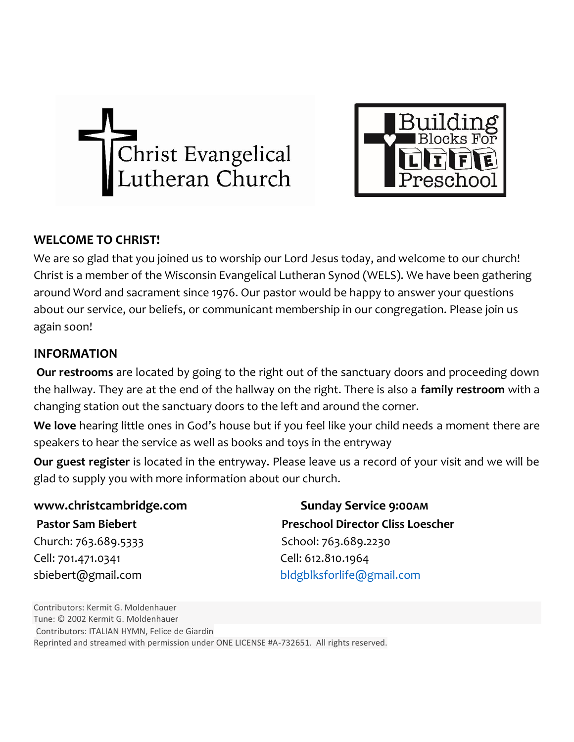Christ Evangelical Lutheran Church

Building Blocks For LIFE Preschool

## WELCOME TO CHRIST!

We are so glad that you joined us to worship our Lord Jesus today, and welcome to our church! Christ is a member of the Wisconsin Evangelical Lutheran Synod (WELS). We have been gathering around Word and sacrament since 1976. Our pastor would be happy to answer your questions about our service, our beliefs, or communicant membership in our congregation. Please join us again soon!

## INFORMATION

**Our restrooms** are located by going to the right out of the sanctuary doors and proceeding down the hallway. They are at the end of the hallway on the right. There is also a **family restroom** with a changing station out the sanctuary doors to the left and around the corner.

**We love** hearing little ones in God's house but if you feel like your child needs a moment there are speakers to hear the service as well as books and toys in the entryway

**Our guest register** is located in the entryway. Please leave us a record of your visit and we will be glad to supply you with more information about our church.

**www.christcambridge.com**

**Pastor Sam Biebert**
Church: 763.689.5333
Cell: 701.471.0341
sbiebert@gmail.com

**Sunday Service 9:00AM**

**Preschool Director Cliss Loescher**
School: 763.689.2230
Cell: 612.810.1964
bldgblksforlife@gmail.com

Contributors: Kermit G. Moldenhauer
Tune: © 2002 Kermit G. Moldenhauer
Contributors: ITALIAN HYMN, Felice de Giardin
Reprinted and streamed with permission under ONE LICENSE #A-732651. All rights reserved.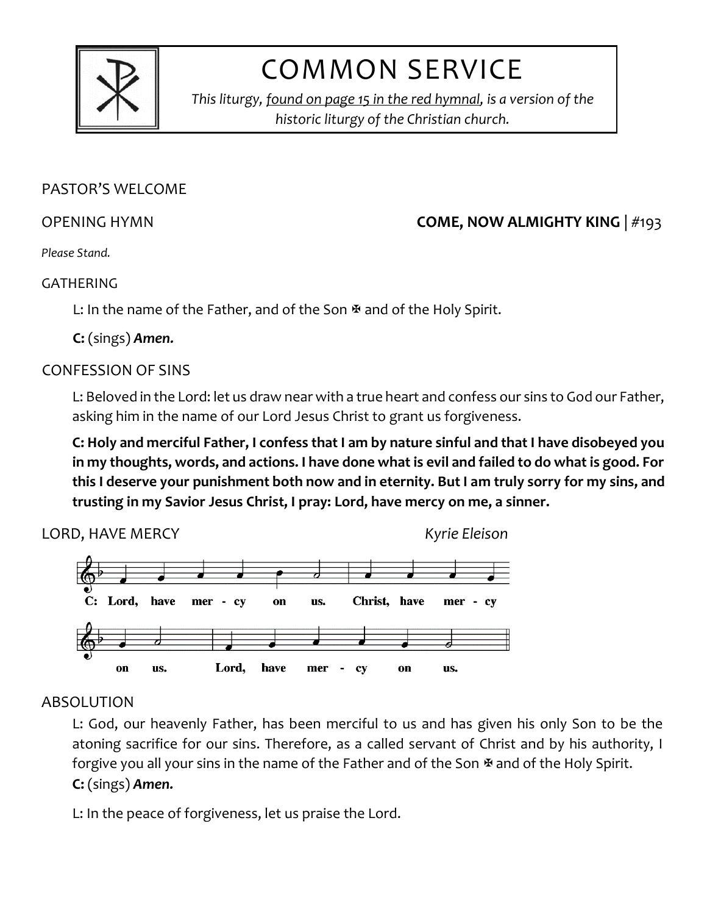# COMMON SERVICE

*This liturgy, found on page 15 in the red hymnal, is a version of the historic liturgy of the Christian church.*

PASTOR'S WELCOME

OPENING HYMN **COME, NOW ALMIGHTY KING** | #193

*Please Stand.*

GATHERING

L: In the name of the Father, and of the Son ✠ and of the Holy Spirit.

**C:** (sings) ***Amen.***

CONFESSION OF SINS

L: Beloved in the Lord: let us draw near with a true heart and confess our sins to God our Father, asking him in the name of our Lord Jesus Christ to grant us forgiveness.

**C: Holy and merciful Father, I confess that I am by nature sinful and that I have disobeyed you in my thoughts, words, and actions. I have done what is evil and failed to do what is good. For this I deserve your punishment both now and in eternity. But I am truly sorry for my sins, and trusting in my Savior Jesus Christ, I pray: Lord, have mercy on me, a sinner.**

LORD, HAVE MERCY *Kyrie Eleison*

**C: Lord, have mer - cy on us. Christ, have mer - cy on us. Lord, have mer - cy on us.**

ABSOLUTION

L: God, our heavenly Father, has been merciful to us and has given his only Son to be the atoning sacrifice for our sins. Therefore, as a called servant of Christ and by his authority, I forgive you all your sins in the name of the Father and of the Son ✠ and of the Holy Spirit.

**C:** (sings) ***Amen.***

L: In the peace of forgiveness, let us praise the Lord.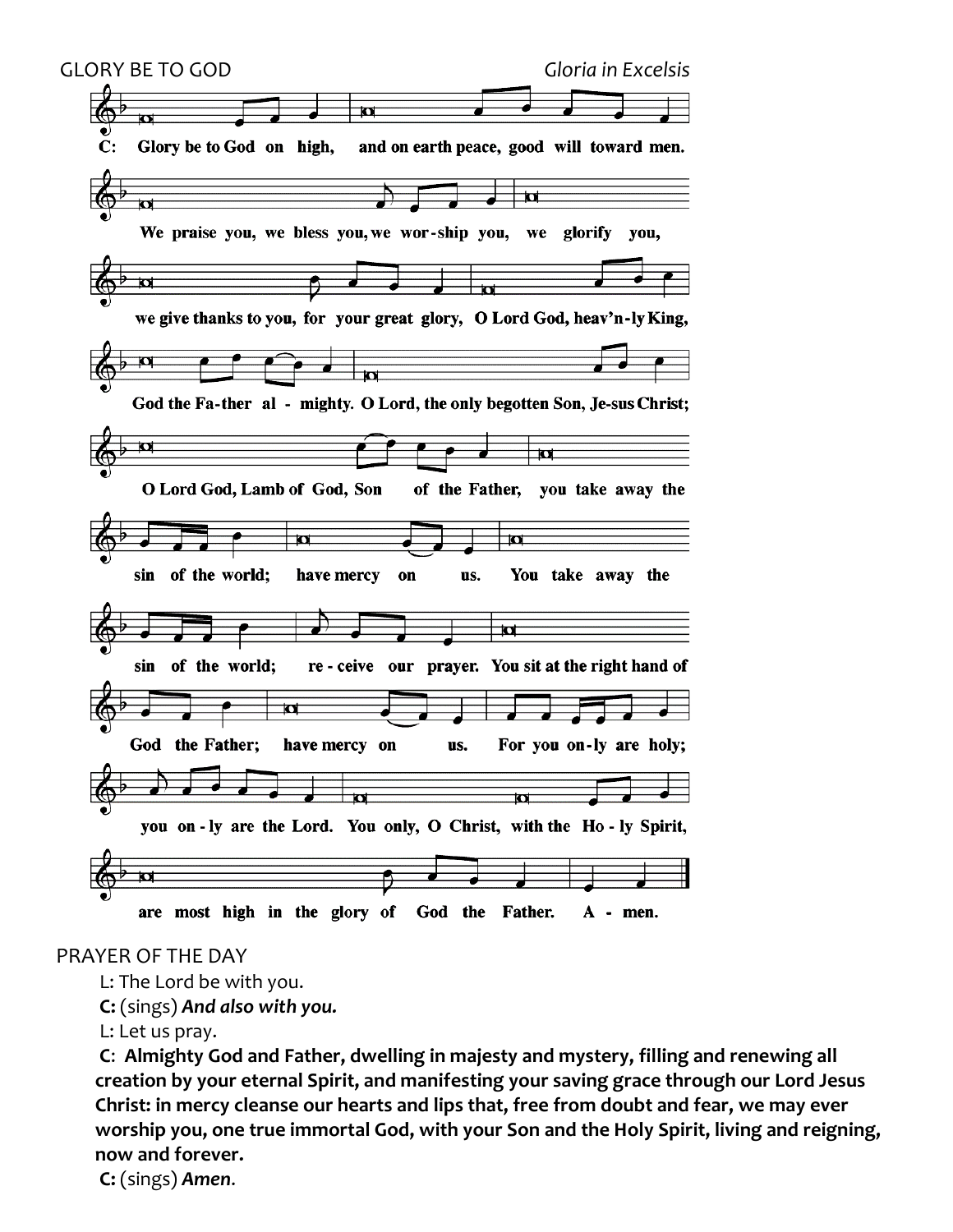GLORY BE TO GOD *Gloria in Excelsis*

C: Glory be to God on high, and on earth peace, good will toward men.

We praise you, we bless you, we wor-ship you, we glorify you,

we give thanks to you, for your great glory, O Lord God, heav'n-ly King,

God the Fa-ther al - mighty. O Lord, the only begotten Son, Je-sus Christ;

O Lord God, Lamb of God, Son of the Father, you take away the

sin of the world; have mercy on us. You take away the

sin of the world; re - ceive our prayer. You sit at the right hand of

God the Father; have mercy on us. For you on-ly are holy;

you on - ly are the Lord. You only, O Christ, with the Ho - ly Spirit,

are most high in the glory of God the Father. A - men.

PRAYER OF THE DAY

L: The Lord be with you.

**C:** (sings) ***And also with you.***

L: Let us pray.

**C: Almighty God and Father, dwelling in majesty and mystery, filling and renewing all creation by your eternal Spirit, and manifesting your saving grace through our Lord Jesus Christ: in mercy cleanse our hearts and lips that, free from doubt and fear, we may ever worship you, one true immortal God, with your Son and the Holy Spirit, living and reigning, now and forever.**

**C:** (sings) ***Amen.***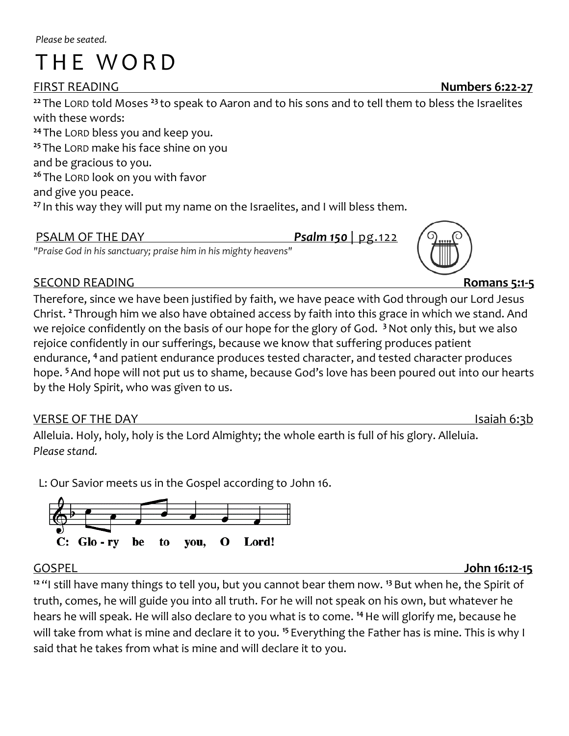*Please be seated.*

# THE WORD

FIRST READING **Numbers 6:22-27**

[22] The LORD told Moses [23] to speak to Aaron and to his sons and to tell them to bless the Israelites with these words:
[24] The LORD bless you and keep you.
[25] The LORD make his face shine on you
and be gracious to you.
[26] The LORD look on you with favor
and give you peace.
[27] In this way they will put my name on the Israelites, and I will bless them.

PSALM OF THE DAY ***Psalm 150*** | pg.122

*"Praise God in his sanctuary; praise him in his mighty heavens"*

SECOND READING **Romans 5:1-5**

Therefore, since we have been justified by faith, we have peace with God through our Lord Jesus Christ. [2] Through him we also have obtained access by faith into this grace in which we stand. And we rejoice confidently on the basis of our hope for the glory of God. [3] Not only this, but we also rejoice confidently in our sufferings, because we know that suffering produces patient endurance, [4] and patient endurance produces tested character, and tested character produces hope. [5] And hope will not put us to shame, because God's love has been poured out into our hearts by the Holy Spirit, who was given to us.

VERSE OF THE DAY Isaiah 6:3b

Alleluia. Holy, holy, holy is the Lord Almighty; the whole earth is full of his glory. Alleluia.
*Please stand.*

L: Our Savior meets us in the Gospel according to John 16.

C: Glo - ry be to you, O Lord!

GOSPEL **John 16:12-15**

[12] "I still have many things to tell you, but you cannot bear them now. [13] But when he, the Spirit of truth, comes, he will guide you into all truth. For he will not speak on his own, but whatever he hears he will speak. He will also declare to you what is to come. [14] He will glorify me, because he will take from what is mine and declare it to you. [15] Everything the Father has is mine. This is why I said that he takes from what is mine and will declare it to you.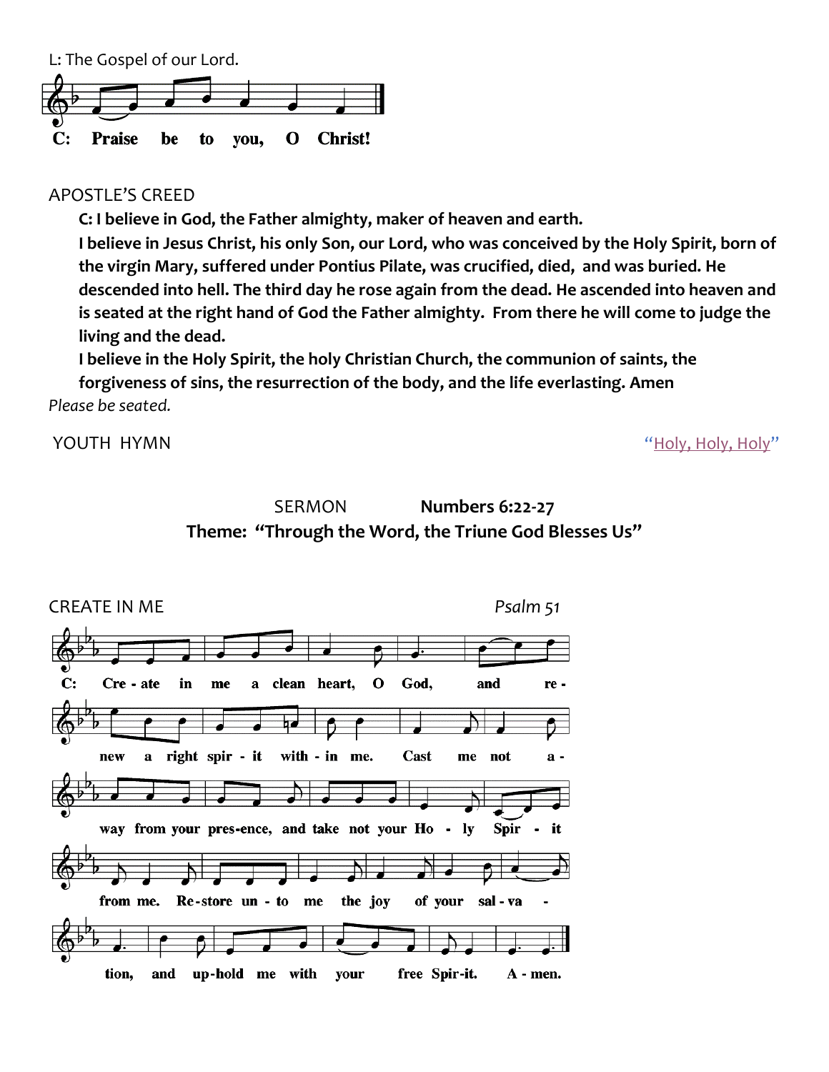L: The Gospel of our Lord.

**C: Praise be to you, O Christ!**

APOSTLE'S CREED

**C: I believe in God, the Father almighty, maker of heaven and earth.**

**I believe in Jesus Christ, his only Son, our Lord, who was conceived by the Holy Spirit, born of the virgin Mary, suffered under Pontius Pilate, was crucified, died, and was buried. He descended into hell. The third day he rose again from the dead. He ascended into heaven and is seated at the right hand of God the Father almighty. From there he will come to judge the living and the dead.**

**I believe in the Holy Spirit, the holy Christian Church, the communion of saints, the forgiveness of sins, the resurrection of the body, and the life everlasting. Amen**

*Please be seated.*

YOUTH HYMN "Holy, Holy, Holy"

SERMON **Numbers 6:22-27**

**Theme: "Through the Word, the Triune God Blesses Us"**

CREATE IN ME *Psalm 51*

**C: Cre-ate in me a clean heart, O God, and re-new a right spir-it with-in me. Cast me not a-way from your pres-ence, and take not your Ho-ly Spir-it from me. Re-store un-to me the joy of your sal-va-tion, and up-hold me with your free Spir-it. A-men.**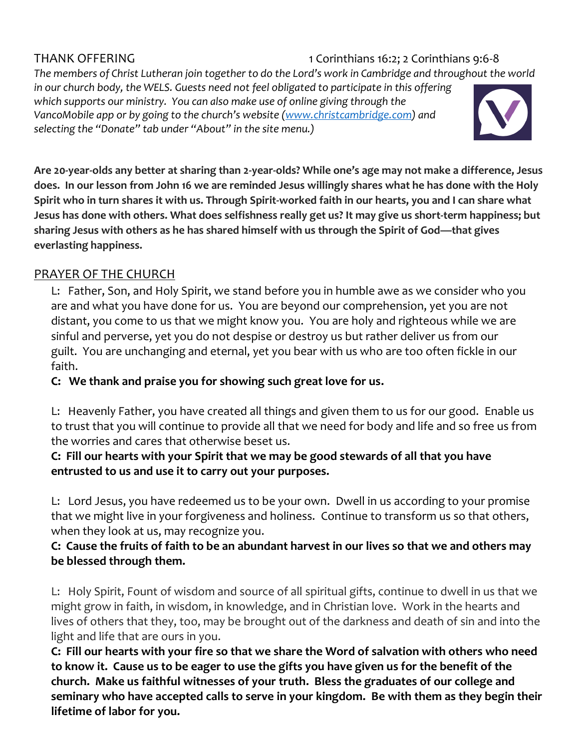THANK OFFERING 1 Corinthians 16:2; 2 Corinthians 9:6-8

*The members of Christ Lutheran join together to do the Lord's work in Cambridge and throughout the world in our church body, the WELS. Guests need not feel obligated to participate in this offering which supports our ministry. You can also make use of online giving through the VancoMobile app or by going to the church's website ([www.christcambridge.com](http://www.christcambridge.com)) and selecting the "Donate" tab under "About" in the site menu.)*

**Are 20-year-olds any better at sharing than 2-year-olds? While one's age may not make a difference, Jesus does. In our lesson from John 16 we are reminded Jesus willingly shares what he has done with the Holy Spirit who in turn shares it with us. Through Spirit-worked faith in our hearts, you and I can share what Jesus has done with others. What does selfishness really get us? It may give us short-term happiness; but sharing Jesus with others as he has shared himself with us through the Spirit of God—that gives everlasting happiness.**

## PRAYER OF THE CHURCH

L: Father, Son, and Holy Spirit, we stand before you in humble awe as we consider who you are and what you have done for us. You are beyond our comprehension, yet you are not distant, you come to us that we might know you. You are holy and righteous while we are sinful and perverse, yet you do not despise or destroy us but rather deliver us from our guilt. You are unchanging and eternal, yet you bear with us who are too often fickle in our faith.

**C: We thank and praise you for showing such great love for us.**

L: Heavenly Father, you have created all things and given them to us for our good. Enable us to trust that you will continue to provide all that we need for body and life and so free us from the worries and cares that otherwise beset us.

**C: Fill our hearts with your Spirit that we may be good stewards of all that you have entrusted to us and use it to carry out your purposes.**

L: Lord Jesus, you have redeemed us to be your own. Dwell in us according to your promise that we might live in your forgiveness and holiness. Continue to transform us so that others, when they look at us, may recognize you.

**C: Cause the fruits of faith to be an abundant harvest in our lives so that we and others may be blessed through them.**

L: Holy Spirit, Fount of wisdom and source of all spiritual gifts, continue to dwell in us that we might grow in faith, in wisdom, in knowledge, and in Christian love. Work in the hearts and lives of others that they, too, may be brought out of the darkness and death of sin and into the light and life that are ours in you.

**C: Fill our hearts with your fire so that we share the Word of salvation with others who need to know it. Cause us to be eager to use the gifts you have given us for the benefit of the church. Make us faithful witnesses of your truth. Bless the graduates of our college and seminary who have accepted calls to serve in your kingdom. Be with them as they begin their lifetime of labor for you.**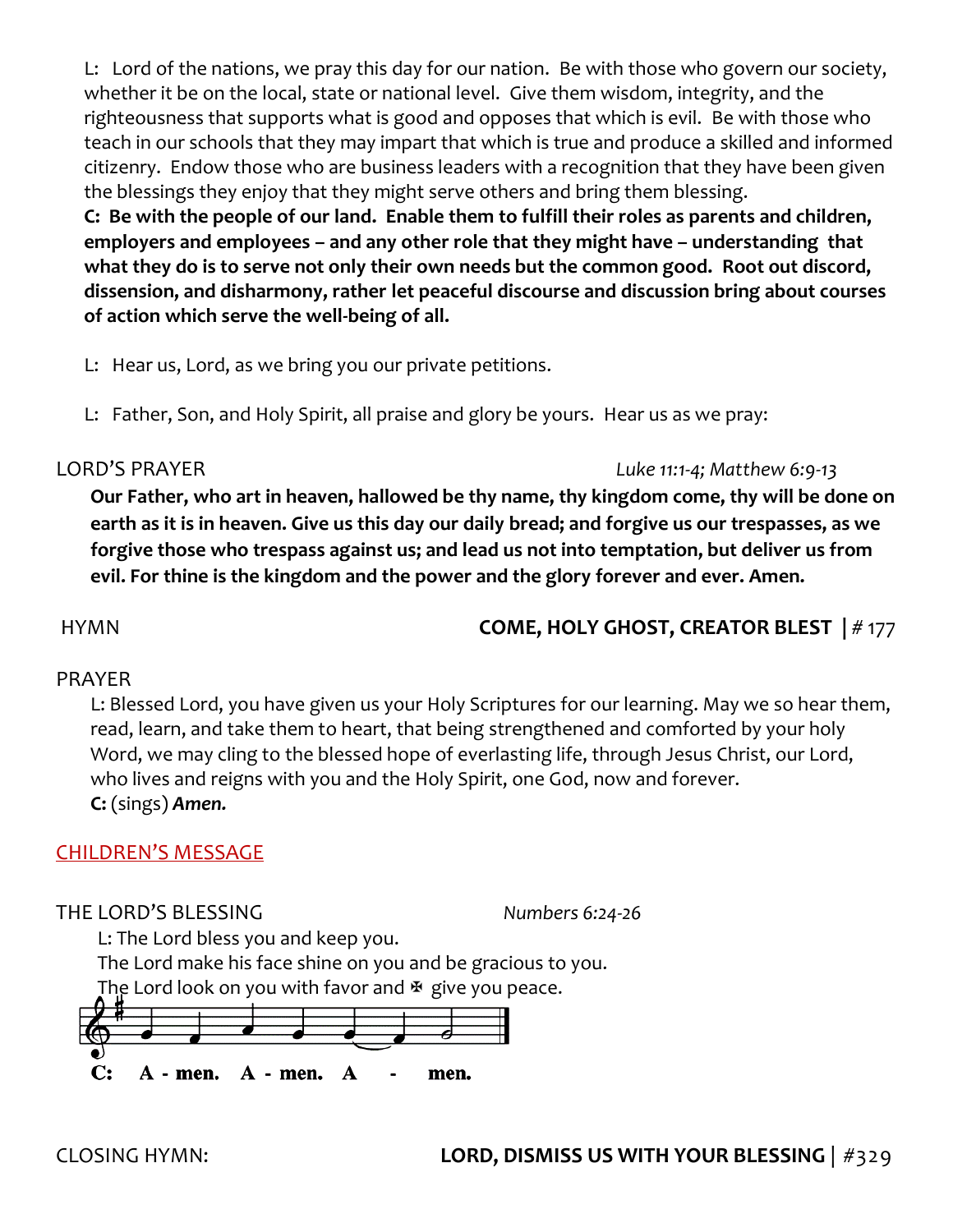L: Lord of the nations, we pray this day for our nation. Be with those who govern our society, whether it be on the local, state or national level. Give them wisdom, integrity, and the righteousness that supports what is good and opposes that which is evil. Be with those who teach in our schools that they may impart that which is true and produce a skilled and informed citizenry. Endow those who are business leaders with a recognition that they have been given the blessings they enjoy that they might serve others and bring them blessing.

**C: Be with the people of our land. Enable them to fulfill their roles as parents and children, employers and employees – and any other role that they might have – understanding that what they do is to serve not only their own needs but the common good. Root out discord, dissension, and disharmony, rather let peaceful discourse and discussion bring about courses of action which serve the well-being of all.**

L: Hear us, Lord, as we bring you our private petitions.

L: Father, Son, and Holy Spirit, all praise and glory be yours. Hear us as we pray:

LORD'S PRAYER *Luke 11:1-4; Matthew 6:9-13*

**Our Father, who art in heaven, hallowed be thy name, thy kingdom come, thy will be done on earth as it is in heaven. Give us this day our daily bread; and forgive us our trespasses, as we forgive those who trespass against us; and lead us not into temptation, but deliver us from evil. For thine is the kingdom and the power and the glory forever and ever. Amen.**

HYMN **COME, HOLY GHOST, CREATOR BLEST** | # 177

PRAYER

L: Blessed Lord, you have given us your Holy Scriptures for our learning. May we so hear them, read, learn, and take them to heart, that being strengthened and comforted by your holy Word, we may cling to the blessed hope of everlasting life, through Jesus Christ, our Lord, who lives and reigns with you and the Holy Spirit, one God, now and forever.

**C:** (sings) ***Amen.***

CHILDREN'S MESSAGE

THE LORD'S BLESSING *Numbers 6:24-26*

L: The Lord bless you and keep you.
The Lord make his face shine on you and be gracious to you.
The Lord look on you with favor and ✠ give you peace.

**C: A - men. A - men. A - men.**

CLOSING HYMN: **LORD, DISMISS US WITH YOUR BLESSING** | #329